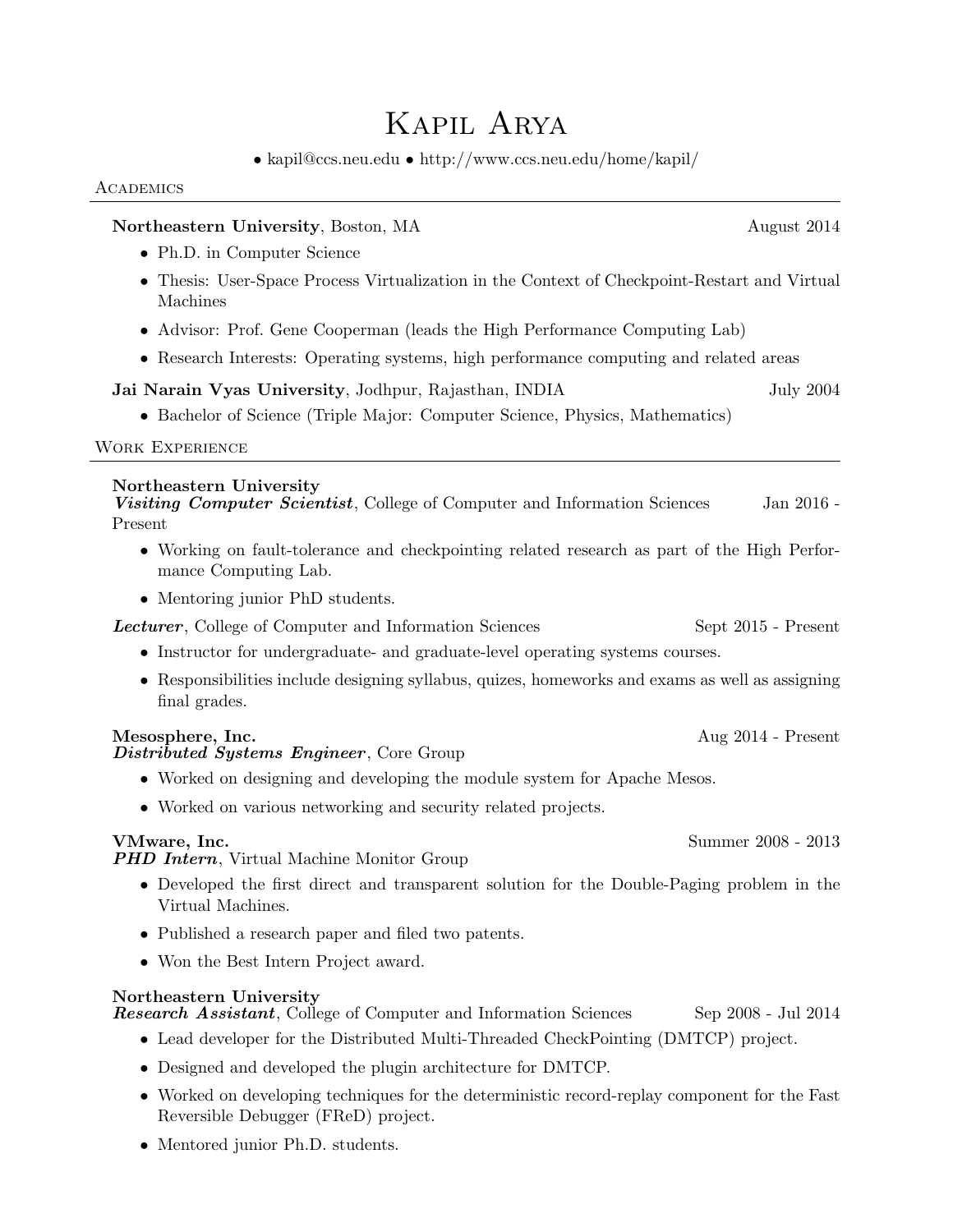# Kapil Arya

• kapil@ccs.neu.edu • http://www.ccs.neu.edu/home/kapil/

## Academics

**Northeastern University**, Boston, MA — August 2014

- Ph.D. in Computer Science
- Thesis: User-Space Process Virtualization in the Context of Checkpoint-Restart and Virtual Machines
- Advisor: Prof. Gene Cooperman (leads the High Performance Computing Lab)
- Research Interests: Operating systems, high performance computing and related areas

**Jai Narain Vyas University**, Jodhpur, Rajasthan, INDIA — July 2004

- Bachelor of Science (Triple Major: Computer Science, Physics, Mathematics)

## Work Experience

**Northeastern University**
***Visiting Computer Scientist***, College of Computer and Information Sciences — Jan 2016 - Present

- Working on fault-tolerance and checkpointing related research as part of the High Performance Computing Lab.
- Mentoring junior PhD students.

***Lecturer***, College of Computer and Information Sciences — Sept 2015 - Present

- Instructor for undergraduate- and graduate-level operating systems courses.
- Responsibilities include designing syllabus, quizes, homeworks and exams as well as assigning final grades.

**Mesosphere, Inc.** — Aug 2014 - Present
***Distributed Systems Engineer***, Core Group

- Worked on designing and developing the module system for Apache Mesos.
- Worked on various networking and security related projects.

**VMware, Inc.** — Summer 2008 - 2013
***PHD Intern***, Virtual Machine Monitor Group

- Developed the first direct and transparent solution for the Double-Paging problem in the Virtual Machines.
- Published a research paper and filed two patents.
- Won the Best Intern Project award.

**Northeastern University**
***Research Assistant***, College of Computer and Information Sciences — Sep 2008 - Jul 2014

- Lead developer for the Distributed Multi-Threaded CheckPointing (DMTCP) project.
- Designed and developed the plugin architecture for DMTCP.
- Worked on developing techniques for the deterministic record-replay component for the Fast Reversible Debugger (FReD) project.
- Mentored junior Ph.D. students.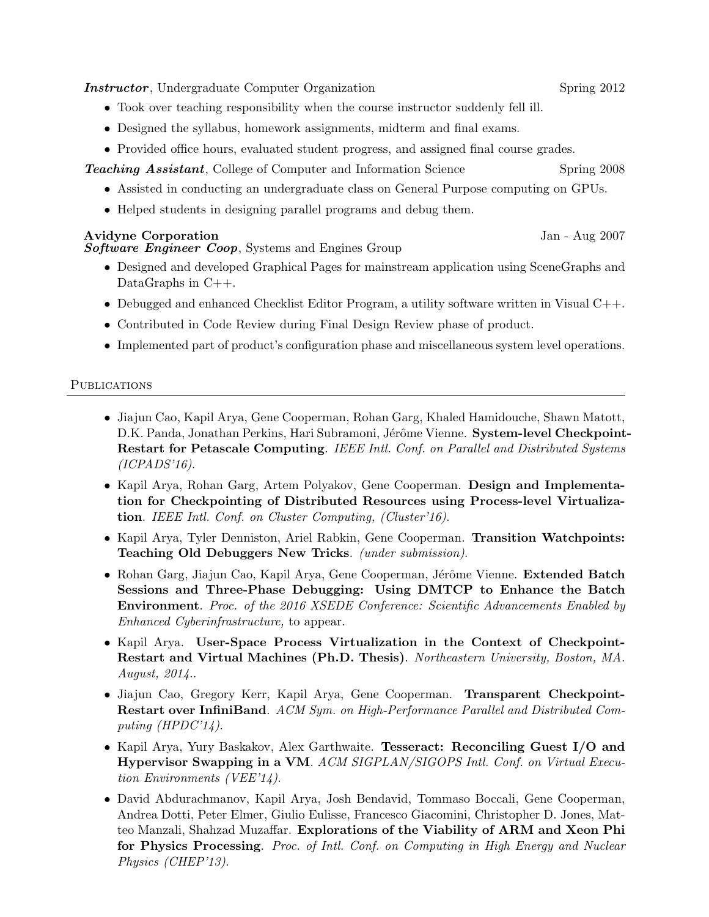***Instructor***, Undergraduate Computer Organization — Spring 2012

- Took over teaching responsibility when the course instructor suddenly fell ill.
- Designed the syllabus, homework assignments, midterm and final exams.
- Provided office hours, evaluated student progress, and assigned final course grades.

***Teaching Assistant***, College of Computer and Information Science — Spring 2008

- Assisted in conducting an undergraduate class on General Purpose computing on GPUs.
- Helped students in designing parallel programs and debug them.

**Avidyne Corporation** — Jan - Aug 2007
***Software Engineer Coop***, Systems and Engines Group

- Designed and developed Graphical Pages for mainstream application using SceneGraphs and DataGraphs in C++.
- Debugged and enhanced Checklist Editor Program, a utility software written in Visual C++.
- Contributed in Code Review during Final Design Review phase of product.
- Implemented part of product's configuration phase and miscellaneous system level operations.

## Publications

- Jiajun Cao, Kapil Arya, Gene Cooperman, Rohan Garg, Khaled Hamidouche, Shawn Matott, D.K. Panda, Jonathan Perkins, Hari Subramoni, Jérôme Vienne. **System-level Checkpoint-Restart for Petascale Computing**. *IEEE Intl. Conf. on Parallel and Distributed Systems (ICPADS'16).*
- Kapil Arya, Rohan Garg, Artem Polyakov, Gene Cooperman. **Design and Implementation for Checkpointing of Distributed Resources using Process-level Virtualization**. *IEEE Intl. Conf. on Cluster Computing, (Cluster'16).*
- Kapil Arya, Tyler Denniston, Ariel Rabkin, Gene Cooperman. **Transition Watchpoints: Teaching Old Debuggers New Tricks**. *(under submission).*
- Rohan Garg, Jiajun Cao, Kapil Arya, Gene Cooperman, Jérôme Vienne. **Extended Batch Sessions and Three-Phase Debugging: Using DMTCP to Enhance the Batch Environment**. *Proc. of the 2016 XSEDE Conference: Scientific Advancements Enabled by Enhanced Cyberinfrastructure,* to appear.
- Kapil Arya. **User-Space Process Virtualization in the Context of Checkpoint-Restart and Virtual Machines (Ph.D. Thesis)**. *Northeastern University, Boston, MA. August, 2014..*
- Jiajun Cao, Gregory Kerr, Kapil Arya, Gene Cooperman. **Transparent Checkpoint-Restart over InfiniBand**. *ACM Sym. on High-Performance Parallel and Distributed Computing (HPDC'14).*
- Kapil Arya, Yury Baskakov, Alex Garthwaite. **Tesseract: Reconciling Guest I/O and Hypervisor Swapping in a VM**. *ACM SIGPLAN/SIGOPS Intl. Conf. on Virtual Execution Environments (VEE'14).*
- David Abdurachmanov, Kapil Arya, Josh Bendavid, Tommaso Boccali, Gene Cooperman, Andrea Dotti, Peter Elmer, Giulio Eulisse, Francesco Giacomini, Christopher D. Jones, Matteo Manzali, Shahzad Muzaffar. **Explorations of the Viability of ARM and Xeon Phi for Physics Processing**. *Proc. of Intl. Conf. on Computing in High Energy and Nuclear Physics (CHEP'13).*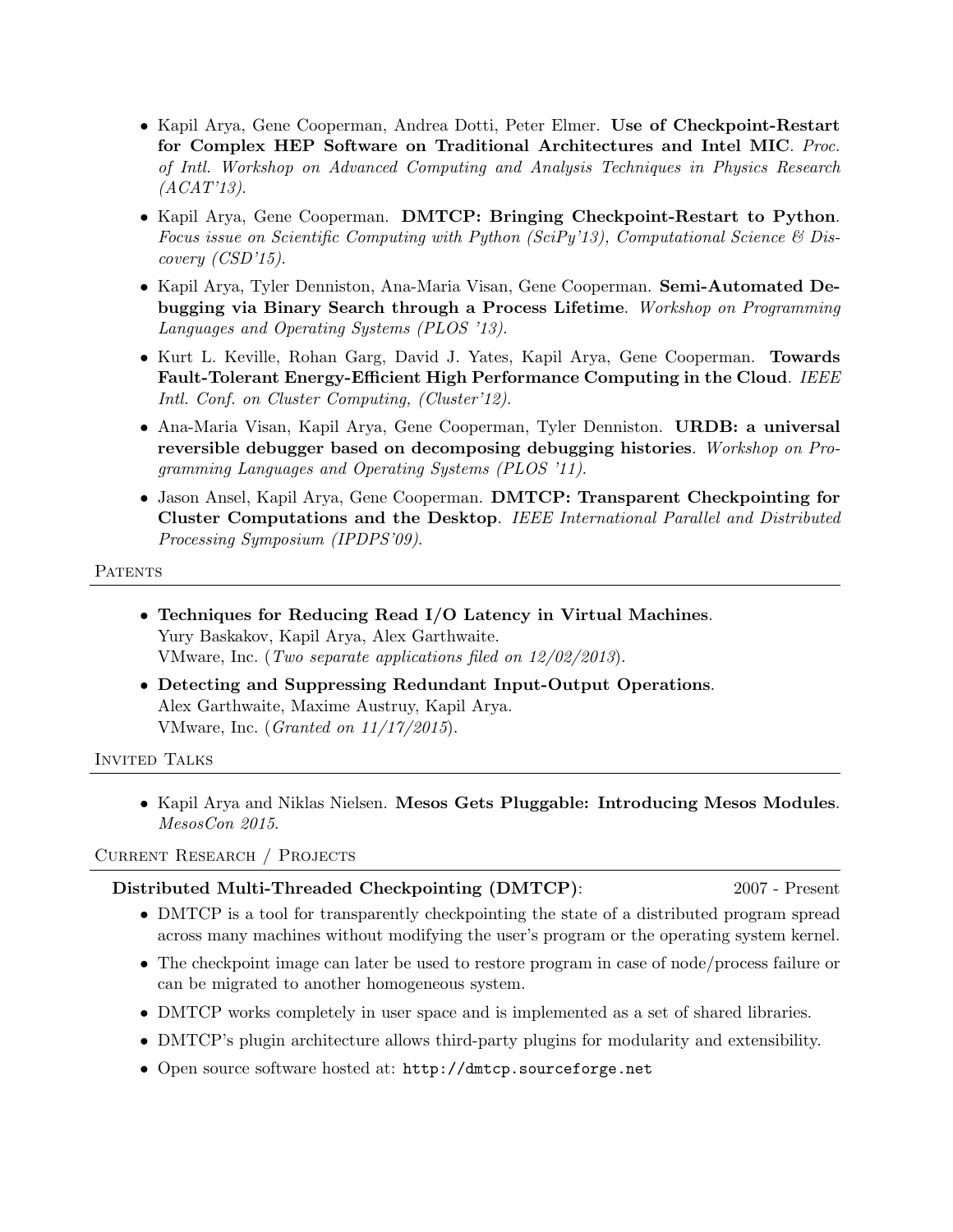- Kapil Arya, Gene Cooperman, Andrea Dotti, Peter Elmer. **Use of Checkpoint-Restart for Complex HEP Software on Traditional Architectures and Intel MIC**. *Proc. of Intl. Workshop on Advanced Computing and Analysis Techniques in Physics Research (ACAT'13)*.
- Kapil Arya, Gene Cooperman. **DMTCP: Bringing Checkpoint-Restart to Python**. *Focus issue on Scientific Computing with Python (SciPy'13), Computational Science & Discovery (CSD'15)*.
- Kapil Arya, Tyler Denniston, Ana-Maria Visan, Gene Cooperman. **Semi-Automated Debugging via Binary Search through a Process Lifetime**. *Workshop on Programming Languages and Operating Systems (PLOS '13)*.
- Kurt L. Keville, Rohan Garg, David J. Yates, Kapil Arya, Gene Cooperman. **Towards Fault-Tolerant Energy-Efficient High Performance Computing in the Cloud**. *IEEE Intl. Conf. on Cluster Computing, (Cluster'12)*.
- Ana-Maria Visan, Kapil Arya, Gene Cooperman, Tyler Denniston. **URDB: a universal reversible debugger based on decomposing debugging histories**. *Workshop on Programming Languages and Operating Systems (PLOS '11)*.
- Jason Ansel, Kapil Arya, Gene Cooperman. **DMTCP: Transparent Checkpointing for Cluster Computations and the Desktop**. *IEEE International Parallel and Distributed Processing Symposium (IPDPS'09)*.

## Patents

- **Techniques for Reducing Read I/O Latency in Virtual Machines**.
  Yury Baskakov, Kapil Arya, Alex Garthwaite.
  VMware, Inc. (*Two separate applications filed on 12/02/2013*).
- **Detecting and Suppressing Redundant Input-Output Operations**.
  Alex Garthwaite, Maxime Austruy, Kapil Arya.
  VMware, Inc. (*Granted on 11/17/2015*).

## Invited Talks

- Kapil Arya and Niklas Nielsen. **Mesos Gets Pluggable: Introducing Mesos Modules**. *MesosCon 2015*.

## Current Research / Projects

**Distributed Multi-Threaded Checkpointing (DMTCP)**: 2007 - Present

- DMTCP is a tool for transparently checkpointing the state of a distributed program spread across many machines without modifying the user's program or the operating system kernel.
- The checkpoint image can later be used to restore program in case of node/process failure or can be migrated to another homogeneous system.
- DMTCP works completely in user space and is implemented as a set of shared libraries.
- DMTCP's plugin architecture allows third-party plugins for modularity and extensibility.
- Open source software hosted at: `http://dmtcp.sourceforge.net`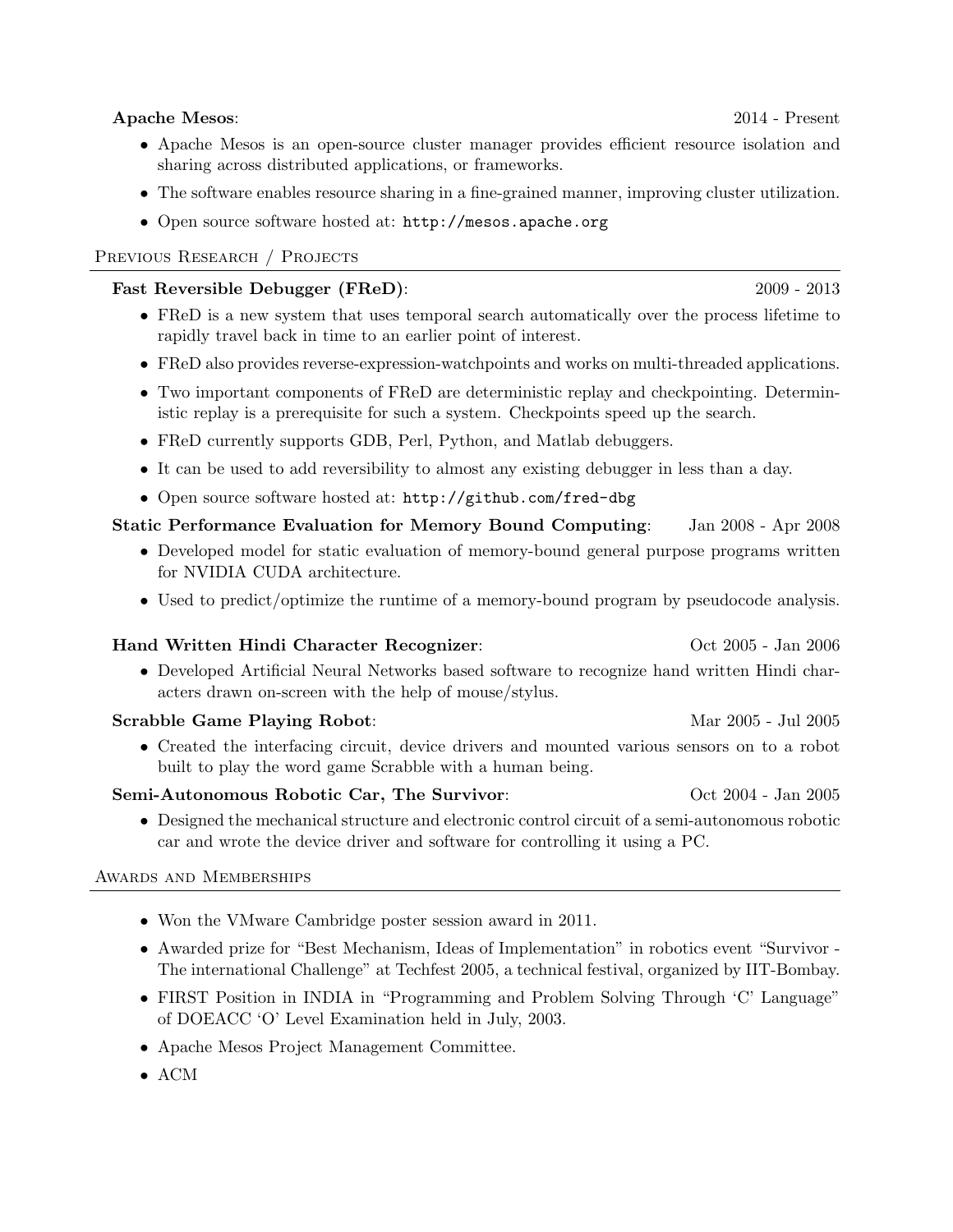**Apache Mesos**: 2014 - Present

- Apache Mesos is an open-source cluster manager provides efficient resource isolation and sharing across distributed applications, or frameworks.
- The software enables resource sharing in a fine-grained manner, improving cluster utilization.
- Open source software hosted at: `http://mesos.apache.org`

## Previous Research / Projects

**Fast Reversible Debugger (FReD)**: 2009 - 2013

- FReD is a new system that uses temporal search automatically over the process lifetime to rapidly travel back in time to an earlier point of interest.
- FReD also provides reverse-expression-watchpoints and works on multi-threaded applications.
- Two important components of FReD are deterministic replay and checkpointing. Deterministic replay is a prerequisite for such a system. Checkpoints speed up the search.
- FReD currently supports GDB, Perl, Python, and Matlab debuggers.
- It can be used to add reversibility to almost any existing debugger in less than a day.
- Open source software hosted at: `http://github.com/fred-dbg`

**Static Performance Evaluation for Memory Bound Computing**: Jan 2008 - Apr 2008

- Developed model for static evaluation of memory-bound general purpose programs written for NVIDIA CUDA architecture.
- Used to predict/optimize the runtime of a memory-bound program by pseudocode analysis.

**Hand Written Hindi Character Recognizer**: Oct 2005 - Jan 2006

- Developed Artificial Neural Networks based software to recognize hand written Hindi characters drawn on-screen with the help of mouse/stylus.

**Scrabble Game Playing Robot**: Mar 2005 - Jul 2005

- Created the interfacing circuit, device drivers and mounted various sensors on to a robot built to play the word game Scrabble with a human being.

**Semi-Autonomous Robotic Car, The Survivor**: Oct 2004 - Jan 2005

- Designed the mechanical structure and electronic control circuit of a semi-autonomous robotic car and wrote the device driver and software for controlling it using a PC.

## Awards and Memberships

- Won the VMware Cambridge poster session award in 2011.
- Awarded prize for "Best Mechanism, Ideas of Implementation" in robotics event "Survivor - The international Challenge" at Techfest 2005, a technical festival, organized by IIT-Bombay.
- FIRST Position in INDIA in "Programming and Problem Solving Through 'C' Language" of DOEACC 'O' Level Examination held in July, 2003.
- Apache Mesos Project Management Committee.
- ACM